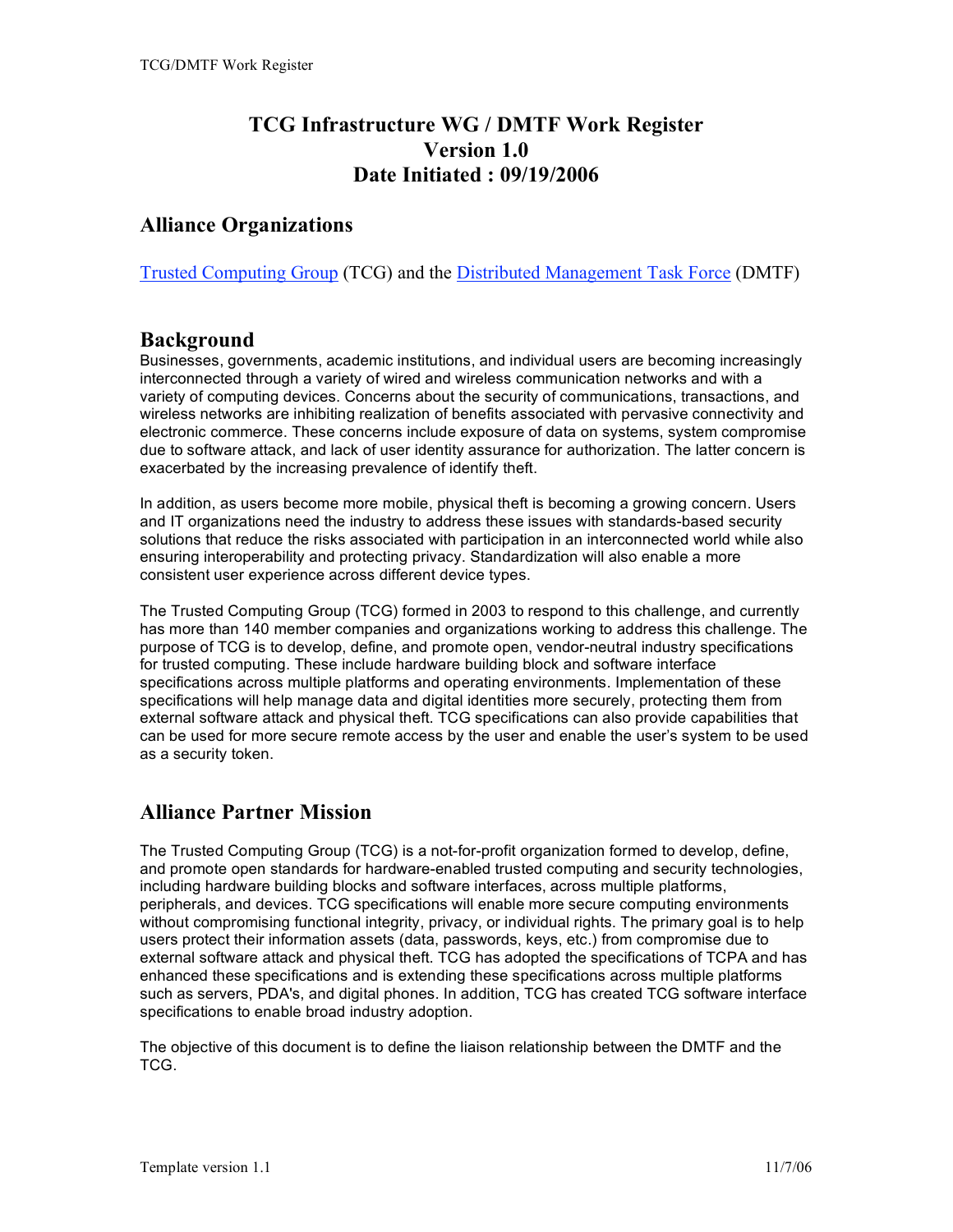# TCG Infrastructure WG / DMTF Work Register
# Version 1.0
# Date Initiated : 09/19/2006

## Alliance Organizations

Trusted Computing Group (TCG) and the Distributed Management Task Force (DMTF)

## Background

Businesses, governments, academic institutions, and individual users are becoming increasingly interconnected through a variety of wired and wireless communication networks and with a variety of computing devices. Concerns about the security of communications, transactions, and wireless networks are inhibiting realization of benefits associated with pervasive connectivity and electronic commerce. These concerns include exposure of data on systems, system compromise due to software attack, and lack of user identity assurance for authorization. The latter concern is exacerbated by the increasing prevalence of identify theft.

In addition, as users become more mobile, physical theft is becoming a growing concern. Users and IT organizations need the industry to address these issues with standards-based security solutions that reduce the risks associated with participation in an interconnected world while also ensuring interoperability and protecting privacy. Standardization will also enable a more consistent user experience across different device types.

The Trusted Computing Group (TCG) formed in 2003 to respond to this challenge, and currently has more than 140 member companies and organizations working to address this challenge. The purpose of TCG is to develop, define, and promote open, vendor-neutral industry specifications for trusted computing. These include hardware building block and software interface specifications across multiple platforms and operating environments. Implementation of these specifications will help manage data and digital identities more securely, protecting them from external software attack and physical theft. TCG specifications can also provide capabilities that can be used for more secure remote access by the user and enable the user's system to be used as a security token.

## Alliance Partner Mission

The Trusted Computing Group (TCG) is a not-for-profit organization formed to develop, define, and promote open standards for hardware-enabled trusted computing and security technologies, including hardware building blocks and software interfaces, across multiple platforms, peripherals, and devices. TCG specifications will enable more secure computing environments without compromising functional integrity, privacy, or individual rights. The primary goal is to help users protect their information assets (data, passwords, keys, etc.) from compromise due to external software attack and physical theft. TCG has adopted the specifications of TCPA and has enhanced these specifications and is extending these specifications across multiple platforms such as servers, PDA's, and digital phones. In addition, TCG has created TCG software interface specifications to enable broad industry adoption.

The objective of this document is to define the liaison relationship between the DMTF and the TCG.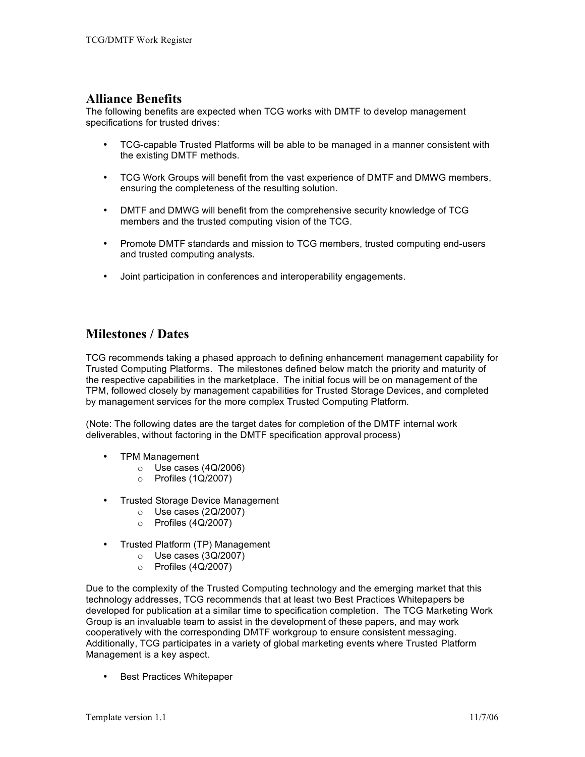## Alliance Benefits

The following benefits are expected when TCG works with DMTF to develop management specifications for trusted drives:

- TCG-capable Trusted Platforms will be able to be managed in a manner consistent with the existing DMTF methods.
- TCG Work Groups will benefit from the vast experience of DMTF and DMWG members, ensuring the completeness of the resulting solution.
- DMTF and DMWG will benefit from the comprehensive security knowledge of TCG members and the trusted computing vision of the TCG.
- Promote DMTF standards and mission to TCG members, trusted computing end-users and trusted computing analysts.
- Joint participation in conferences and interoperability engagements.

## Milestones / Dates

TCG recommends taking a phased approach to defining enhancement management capability for Trusted Computing Platforms. The milestones defined below match the priority and maturity of the respective capabilities in the marketplace. The initial focus will be on management of the TPM, followed closely by management capabilities for Trusted Storage Devices, and completed by management services for the more complex Trusted Computing Platform.

(Note: The following dates are the target dates for completion of the DMTF internal work deliverables, without factoring in the DMTF specification approval process)

- TPM Management
  - Use cases (4Q/2006)
  - Profiles (1Q/2007)
- Trusted Storage Device Management
  - Use cases (2Q/2007)
  - Profiles (4Q/2007)
- Trusted Platform (TP) Management
  - Use cases (3Q/2007)
  - Profiles (4Q/2007)

Due to the complexity of the Trusted Computing technology and the emerging market that this technology addresses, TCG recommends that at least two Best Practices Whitepapers be developed for publication at a similar time to specification completion. The TCG Marketing Work Group is an invaluable team to assist in the development of these papers, and may work cooperatively with the corresponding DMTF workgroup to ensure consistent messaging. Additionally, TCG participates in a variety of global marketing events where Trusted Platform Management is a key aspect.

- Best Practices Whitepaper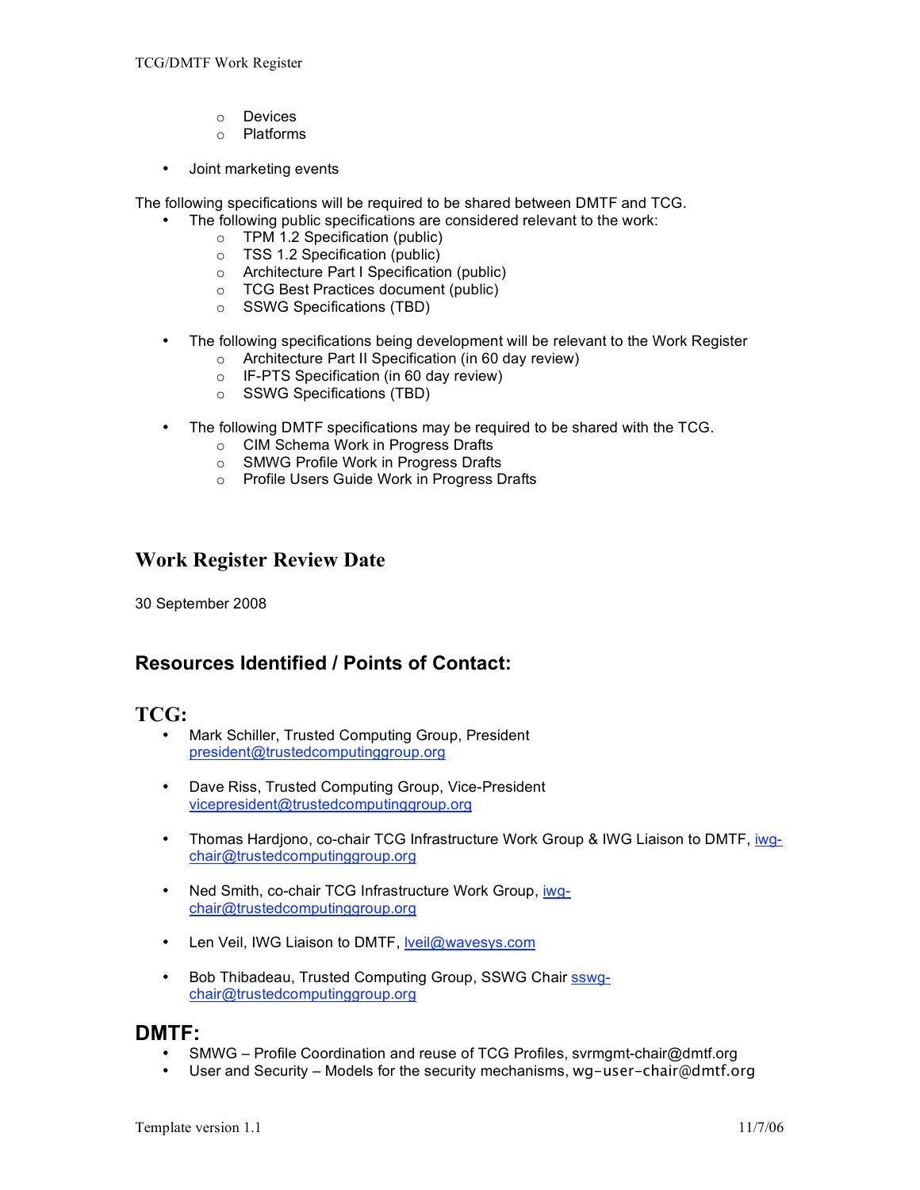- Devices
- Platforms

- Joint marketing events

The following specifications will be required to be shared between DMTF and TCG.

- The following public specifications are considered relevant to the work:
  - TPM 1.2 Specification (public)
  - TSS 1.2 Specification (public)
  - Architecture Part I Specification (public)
  - TCG Best Practices document (public)
  - SSWG Specifications (TBD)

- The following specifications being development will be relevant to the Work Register
  - Architecture Part II Specification (in 60 day review)
  - IF-PTS Specification (in 60 day review)
  - SSWG Specifications (TBD)

- The following DMTF specifications may be required to be shared with the TCG.
  - CIM Schema Work in Progress Drafts
  - SMWG Profile Work in Progress Drafts
  - Profile Users Guide Work in Progress Drafts

## Work Register Review Date

30 September 2008

## Resources Identified / Points of Contact:

## TCG:

- Mark Schiller, Trusted Computing Group, President
  president@trustedcomputinggroup.org

- Dave Riss, Trusted Computing Group, Vice-President
  vicepresident@trustedcomputinggroup.org

- Thomas Hardjono, co-chair TCG Infrastructure Work Group & IWG Liaison to DMTF, iwg-chair@trustedcomputinggroup.org

- Ned Smith, co-chair TCG Infrastructure Work Group, iwg-chair@trustedcomputinggroup.org

- Len Veil, IWG Liaison to DMTF, lveil@wavesys.com

- Bob Thibadeau, Trusted Computing Group, SSWG Chair sswg-chair@trustedcomputinggroup.org

## DMTF:

- SMWG – Profile Coordination and reuse of TCG Profiles, svrmgmt-chair@dmtf.org
- User and Security – Models for the security mechanisms, wg-user-chair@dmtf.org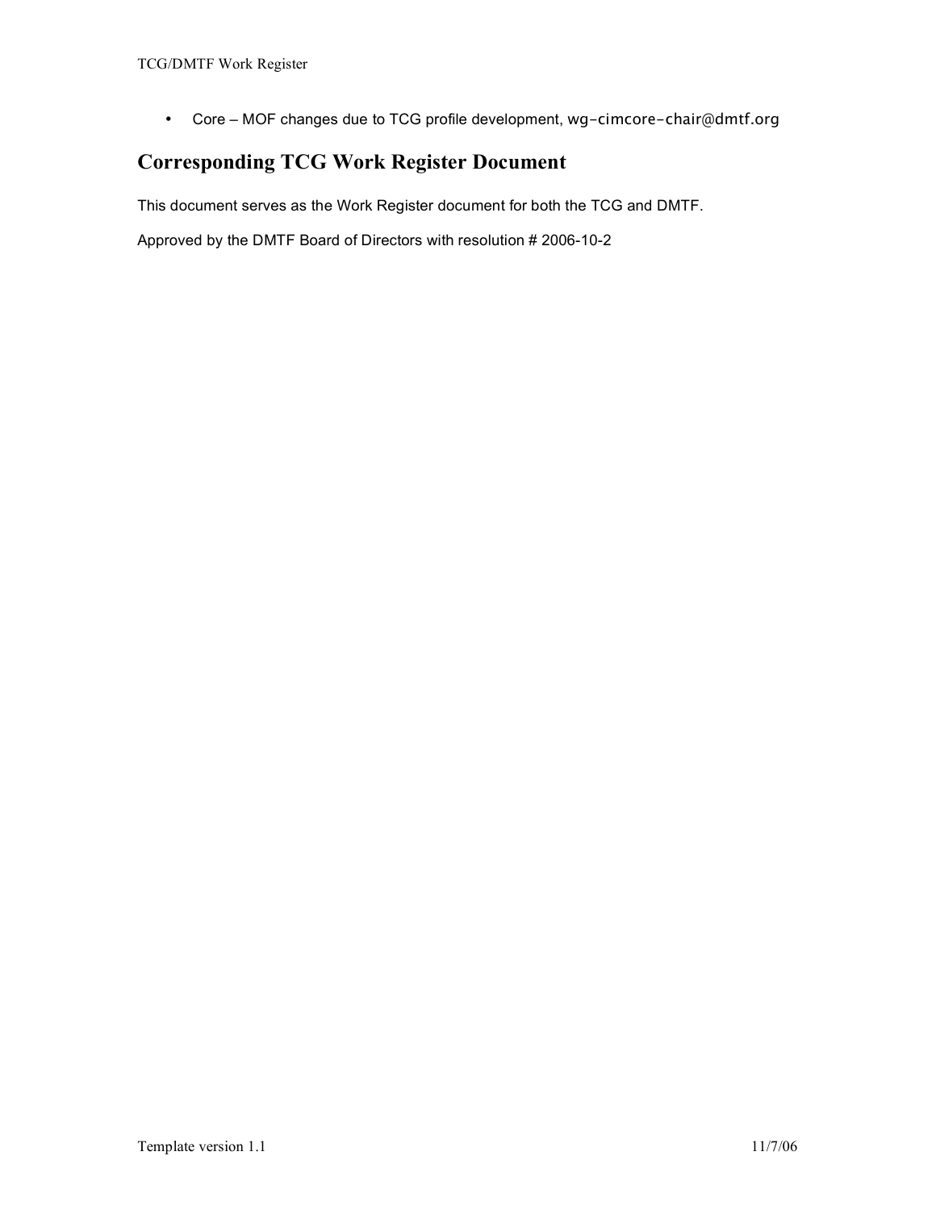- Core – MOF changes due to TCG profile development, wg-cimcore-chair@dmtf.org

## Corresponding TCG Work Register Document

This document serves as the Work Register document for both the TCG and DMTF.

Approved by the DMTF Board of Directors with resolution # 2006-10-2